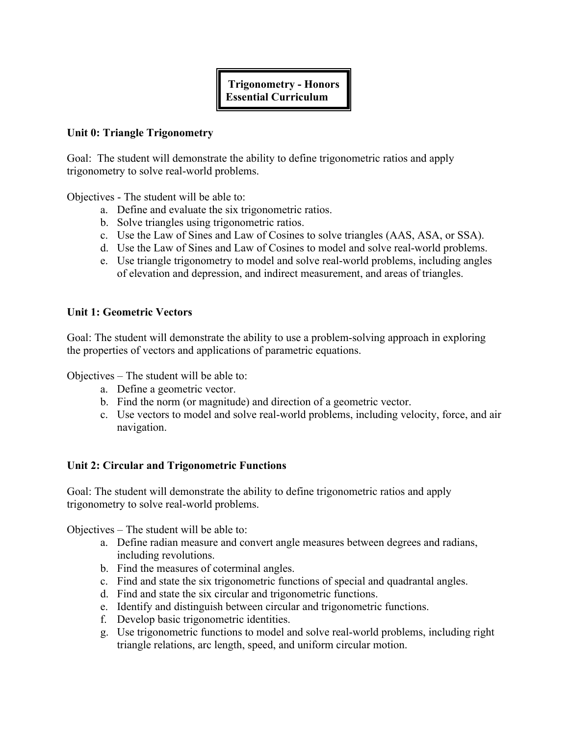# Trigonometry - Honors Essential Curriculum

## Unit 0: Triangle Trigonometry

Goal: The student will demonstrate the ability to define trigonometric ratios and apply trigonometry to solve real-world problems.

Objectives - The student will be able to:

a. Define and evaluate the six trigonometric ratios.
b. Solve triangles using trigonometric ratios.
c. Use the Law of Sines and Law of Cosines to solve triangles (AAS, ASA, or SSA).
d. Use the Law of Sines and Law of Cosines to model and solve real-world problems.
e. Use triangle trigonometry to model and solve real-world problems, including angles of elevation and depression, and indirect measurement, and areas of triangles.

## Unit 1: Geometric Vectors

Goal: The student will demonstrate the ability to use a problem-solving approach in exploring the properties of vectors and applications of parametric equations.

Objectives – The student will be able to:

a. Define a geometric vector.
b. Find the norm (or magnitude) and direction of a geometric vector.
c. Use vectors to model and solve real-world problems, including velocity, force, and air navigation.

## Unit 2: Circular and Trigonometric Functions

Goal: The student will demonstrate the ability to define trigonometric ratios and apply trigonometry to solve real-world problems.

Objectives – The student will be able to:

a. Define radian measure and convert angle measures between degrees and radians, including revolutions.
b. Find the measures of coterminal angles.
c. Find and state the six trigonometric functions of special and quadrantal angles.
d. Find and state the six circular and trigonometric functions.
e. Identify and distinguish between circular and trigonometric functions.
f. Develop basic trigonometric identities.
g. Use trigonometric functions to model and solve real-world problems, including right triangle relations, arc length, speed, and uniform circular motion.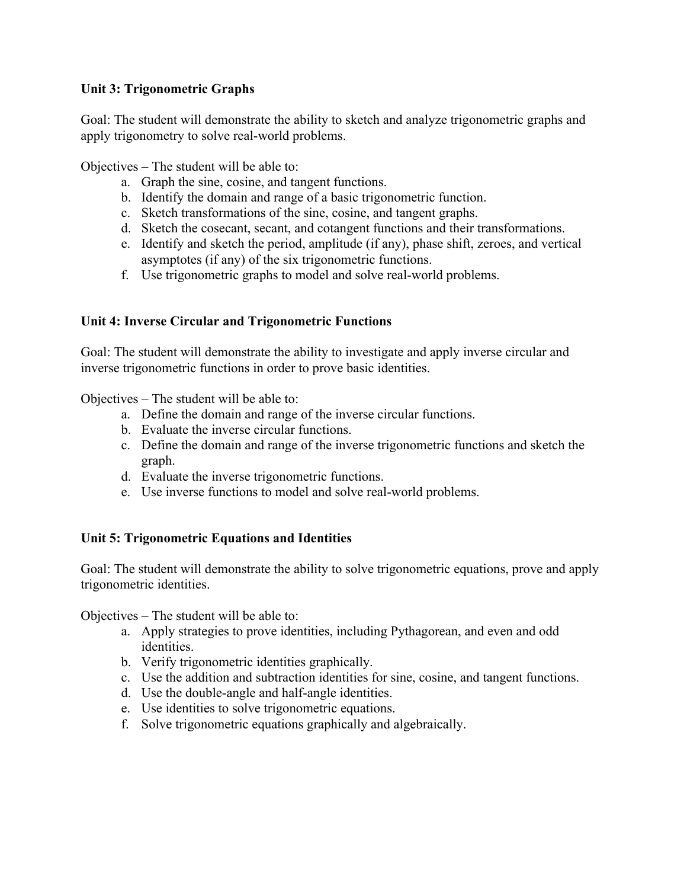## Unit 3: Trigonometric Graphs

Goal: The student will demonstrate the ability to sketch and analyze trigonometric graphs and apply trigonometry to solve real-world problems.

Objectives – The student will be able to:

a. Graph the sine, cosine, and tangent functions.
b. Identify the domain and range of a basic trigonometric function.
c. Sketch transformations of the sine, cosine, and tangent graphs.
d. Sketch the cosecant, secant, and cotangent functions and their transformations.
e. Identify and sketch the period, amplitude (if any), phase shift, zeroes, and vertical asymptotes (if any) of the six trigonometric functions.
f. Use trigonometric graphs to model and solve real-world problems.

## Unit 4: Inverse Circular and Trigonometric Functions

Goal: The student will demonstrate the ability to investigate and apply inverse circular and inverse trigonometric functions in order to prove basic identities.

Objectives – The student will be able to:

a. Define the domain and range of the inverse circular functions.
b. Evaluate the inverse circular functions.
c. Define the domain and range of the inverse trigonometric functions and sketch the graph.
d. Evaluate the inverse trigonometric functions.
e. Use inverse functions to model and solve real-world problems.

## Unit 5: Trigonometric Equations and Identities

Goal: The student will demonstrate the ability to solve trigonometric equations, prove and apply trigonometric identities.

Objectives – The student will be able to:

a. Apply strategies to prove identities, including Pythagorean, and even and odd identities.
b. Verify trigonometric identities graphically.
c. Use the addition and subtraction identities for sine, cosine, and tangent functions.
d. Use the double-angle and half-angle identities.
e. Use identities to solve trigonometric equations.
f. Solve trigonometric equations graphically and algebraically.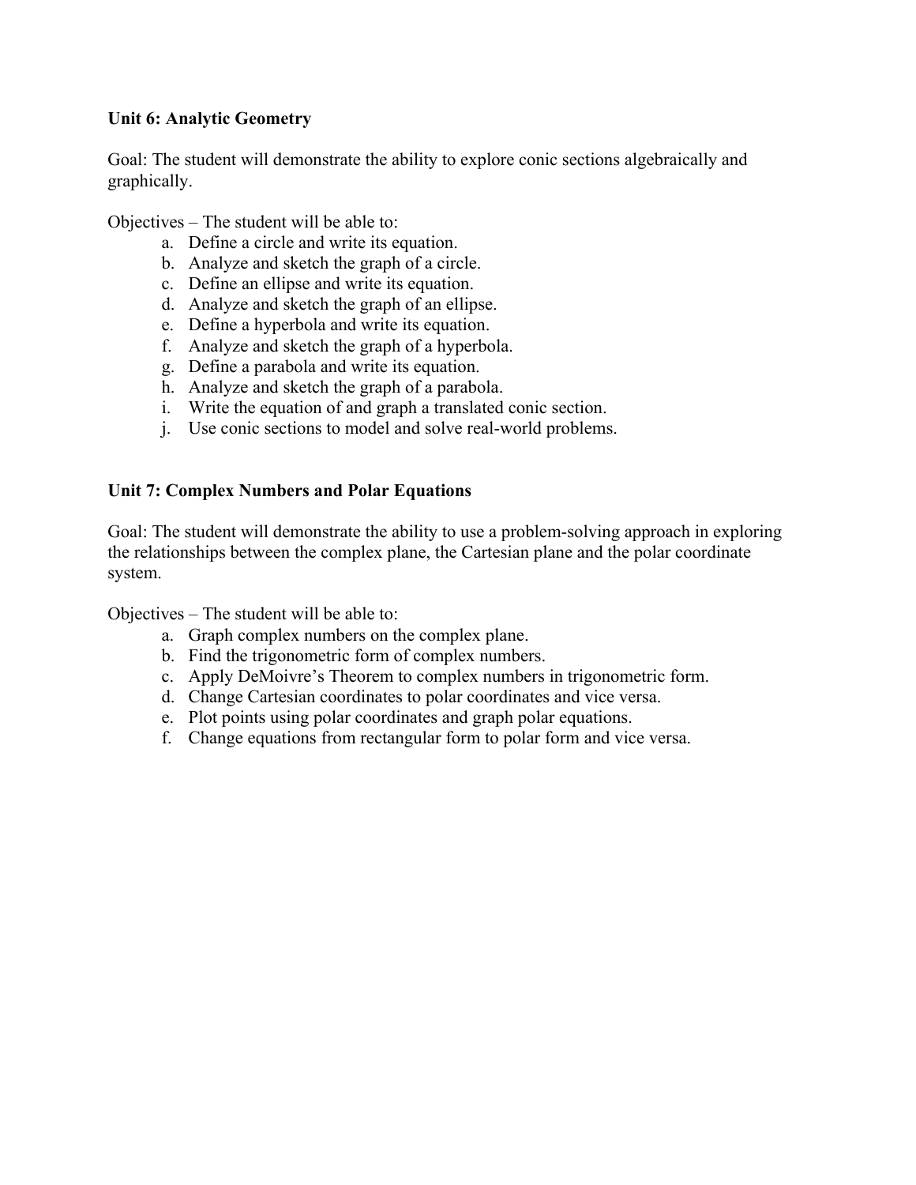**Unit 6: Analytic Geometry**

Goal: The student will demonstrate the ability to explore conic sections algebraically and graphically.

Objectives – The student will be able to:

a. Define a circle and write its equation.
b. Analyze and sketch the graph of a circle.
c. Define an ellipse and write its equation.
d. Analyze and sketch the graph of an ellipse.
e. Define a hyperbola and write its equation.
f. Analyze and sketch the graph of a hyperbola.
g. Define a parabola and write its equation.
h. Analyze and sketch the graph of a parabola.
i. Write the equation of and graph a translated conic section.
j. Use conic sections to model and solve real-world problems.

**Unit 7: Complex Numbers and Polar Equations**

Goal: The student will demonstrate the ability to use a problem-solving approach in exploring the relationships between the complex plane, the Cartesian plane and the polar coordinate system.

Objectives – The student will be able to:

a. Graph complex numbers on the complex plane.
b. Find the trigonometric form of complex numbers.
c. Apply DeMoivre's Theorem to complex numbers in trigonometric form.
d. Change Cartesian coordinates to polar coordinates and vice versa.
e. Plot points using polar coordinates and graph polar equations.
f. Change equations from rectangular form to polar form and vice versa.